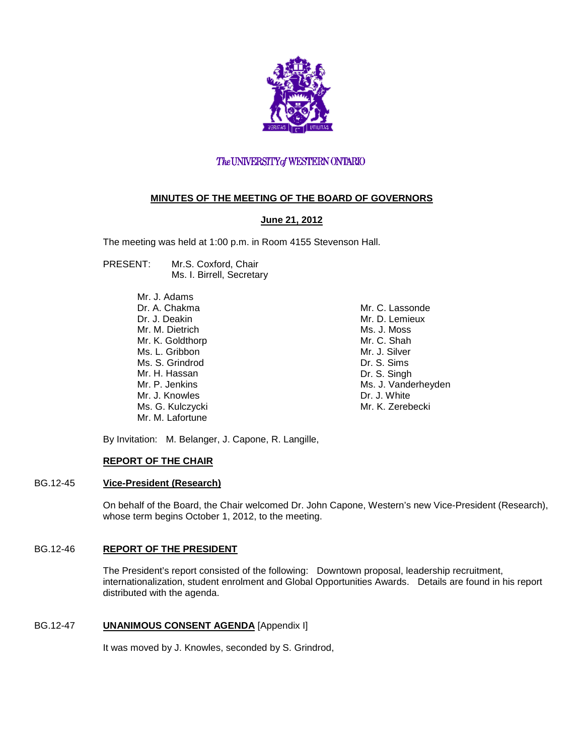The UNIVERSITY of WESTERN ONTARIO

**MINUTES OF THE MEETING OF THE BOARD OF GOVERNORS**

**June 21, 2012**

The meeting was held at 1:00 p.m. in Room 4155 Stevenson Hall.

PRESENT: Mr.S. Coxford, Chair
Ms. I. Birrell, Secretary

Mr. J. Adams
Dr. A. Chakma
Dr. J. Deakin
Mr. M. Dietrich
Mr. K. Goldthorp
Ms. L. Gribbon
Ms. S. Grindrod
Mr. H. Hassan
Mr. P. Jenkins
Mr. J. Knowles
Ms. G. Kulczycki
Mr. M. Lafortune
Mr. C. Lassonde
Mr. D. Lemieux
Ms. J. Moss
Mr. C. Shah
Mr. J. Silver
Dr. S. Sims
Dr. S. Singh
Ms. J. Vanderheyden
Dr. J. White
Mr. K. Zerebecki

By Invitation: M. Belanger, J. Capone, R. Langille,

**REPORT OF THE CHAIR**

BG.12-45 **Vice-President (Research)**

On behalf of the Board, the Chair welcomed Dr. John Capone, Western's new Vice-President (Research), whose term begins October 1, 2012, to the meeting.

BG.12-46 **REPORT OF THE PRESIDENT**

The President's report consisted of the following: Downtown proposal, leadership recruitment, internationalization, student enrolment and Global Opportunities Awards. Details are found in his report distributed with the agenda.

BG.12-47 **UNANIMOUS CONSENT AGENDA** [Appendix I]

It was moved by J. Knowles, seconded by S. Grindrod,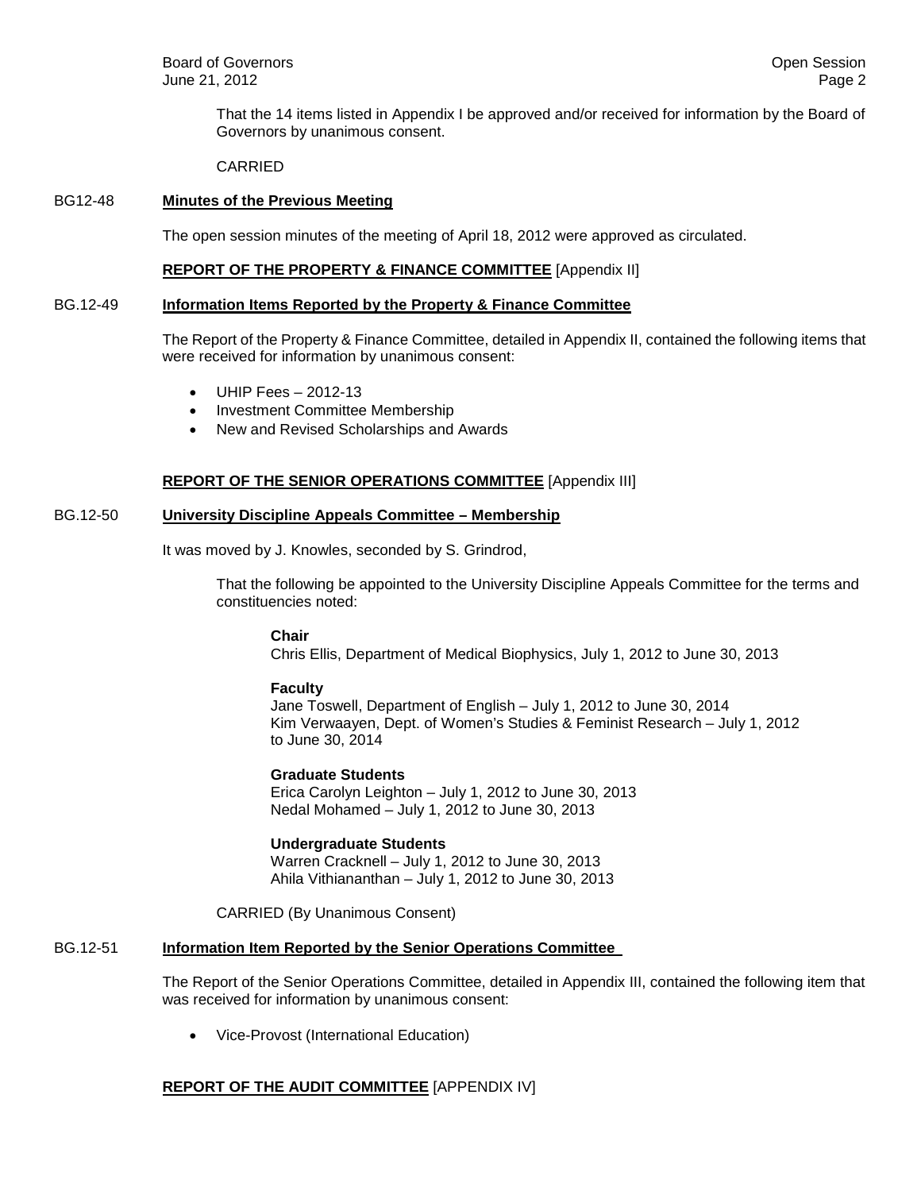That the 14 items listed in Appendix I be approved and/or received for information by the Board of Governors by unanimous consent.

CARRIED

BG12-48 **Minutes of the Previous Meeting**

The open session minutes of the meeting of April 18, 2012 were approved as circulated.

**REPORT OF THE PROPERTY & FINANCE COMMITTEE** [Appendix II]

BG.12-49 **Information Items Reported by the Property & Finance Committee**

The Report of the Property & Finance Committee, detailed in Appendix II, contained the following items that were received for information by unanimous consent:

- UHIP Fees – 2012-13
- Investment Committee Membership
- New and Revised Scholarships and Awards

**REPORT OF THE SENIOR OPERATIONS COMMITTEE** [Appendix III]

BG.12-50 **University Discipline Appeals Committee – Membership**

It was moved by J. Knowles, seconded by S. Grindrod,

That the following be appointed to the University Discipline Appeals Committee for the terms and constituencies noted:

**Chair**
Chris Ellis, Department of Medical Biophysics, July 1, 2012 to June 30, 2013

**Faculty**
Jane Toswell, Department of English – July 1, 2012 to June 30, 2014
Kim Verwaayen, Dept. of Women's Studies & Feminist Research – July 1, 2012 to June 30, 2014

**Graduate Students**
Erica Carolyn Leighton – July 1, 2012 to June 30, 2013
Nedal Mohamed – July 1, 2012 to June 30, 2013

**Undergraduate Students**
Warren Cracknell – July 1, 2012 to June 30, 2013
Ahila Vithiananthan – July 1, 2012 to June 30, 2013

CARRIED (By Unanimous Consent)

BG.12-51 **Information Item Reported by the Senior Operations Committee**

The Report of the Senior Operations Committee, detailed in Appendix III, contained the following item that was received for information by unanimous consent:

- Vice-Provost (International Education)

**REPORT OF THE AUDIT COMMITTEE** [APPENDIX IV]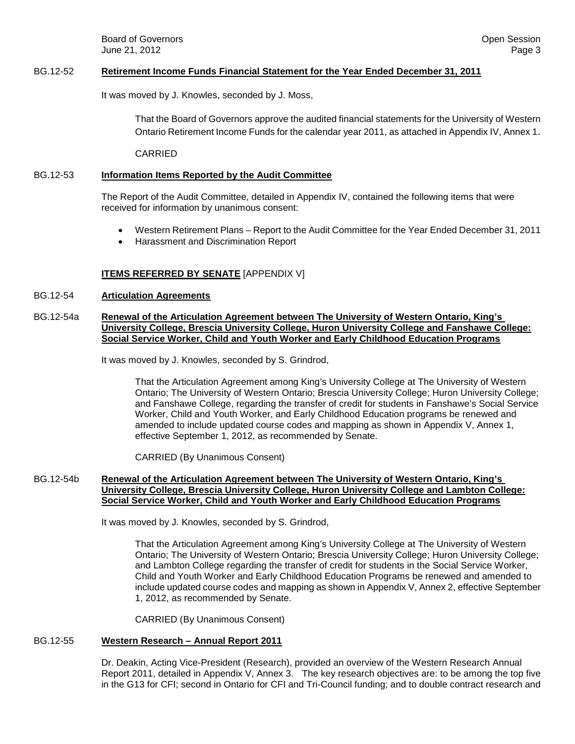BG.12-52 **Retirement Income Funds Financial Statement for the Year Ended December 31, 2011**

It was moved by J. Knowles, seconded by J. Moss,

> That the Board of Governors approve the audited financial statements for the University of Western Ontario Retirement Income Funds for the calendar year 2011, as attached in Appendix IV, Annex 1.
>
> CARRIED

BG.12-53 **Information Items Reported by the Audit Committee**

The Report of the Audit Committee, detailed in Appendix IV, contained the following items that were received for information by unanimous consent:

- Western Retirement Plans – Report to the Audit Committee for the Year Ended December 31, 2011
- Harassment and Discrimination Report

**ITEMS REFERRED BY SENATE** [APPENDIX V]

BG.12-54 **Articulation Agreements**

BG.12-54a **Renewal of the Articulation Agreement between The University of Western Ontario, King's University College, Brescia University College, Huron University College and Fanshawe College: Social Service Worker, Child and Youth Worker and Early Childhood Education Programs**

It was moved by J. Knowles, seconded by S. Grindrod,

> That the Articulation Agreement among King's University College at The University of Western Ontario; The University of Western Ontario; Brescia University College; Huron University College; and Fanshawe College, regarding the transfer of credit for students in Fanshawe's Social Service Worker, Child and Youth Worker, and Early Childhood Education programs be renewed and amended to include updated course codes and mapping as shown in Appendix V, Annex 1, effective September 1, 2012, as recommended by Senate.
>
> CARRIED (By Unanimous Consent)

BG.12-54b **Renewal of the Articulation Agreement between The University of Western Ontario, King's University College, Brescia University College, Huron University College and Lambton College: Social Service Worker, Child and Youth Worker and Early Childhood Education Programs**

It was moved by J. Knowles, seconded by S. Grindrod,

> That the Articulation Agreement among King's University College at The University of Western Ontario; The University of Western Ontario; Brescia University College; Huron University College; and Lambton College regarding the transfer of credit for students in the Social Service Worker, Child and Youth Worker and Early Childhood Education Programs be renewed and amended to include updated course codes and mapping as shown in Appendix V, Annex 2, effective September 1, 2012, as recommended by Senate.
>
> CARRIED (By Unanimous Consent)

BG.12-55 **Western Research – Annual Report 2011**

Dr. Deakin, Acting Vice-President (Research), provided an overview of the Western Research Annual Report 2011, detailed in Appendix V, Annex 3. The key research objectives are: to be among the top five in the G13 for CFI; second in Ontario for CFI and Tri-Council funding; and to double contract research and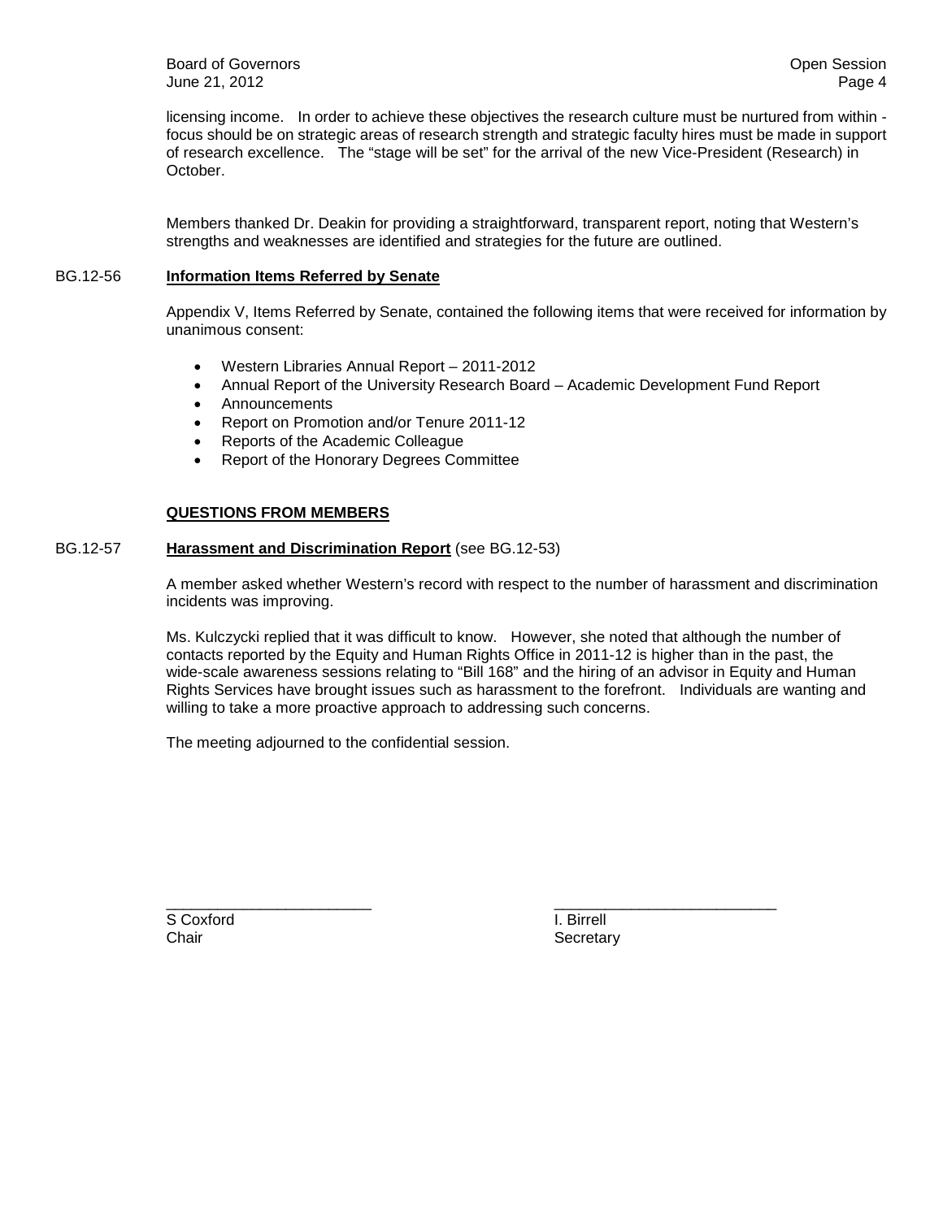licensing income. In order to achieve these objectives the research culture must be nurtured from within - focus should be on strategic areas of research strength and strategic faculty hires must be made in support of research excellence. The "stage will be set" for the arrival of the new Vice-President (Research) in October.

Members thanked Dr. Deakin for providing a straightforward, transparent report, noting that Western's strengths and weaknesses are identified and strategies for the future are outlined.

BG.12-56 **Information Items Referred by Senate**

Appendix V, Items Referred by Senate, contained the following items that were received for information by unanimous consent:

- Western Libraries Annual Report – 2011-2012
- Annual Report of the University Research Board – Academic Development Fund Report
- Announcements
- Report on Promotion and/or Tenure 2011-12
- Reports of the Academic Colleague
- Report of the Honorary Degrees Committee

## QUESTIONS FROM MEMBERS

BG.12-57 **Harassment and Discrimination Report** (see BG.12-53)

A member asked whether Western's record with respect to the number of harassment and discrimination incidents was improving.

Ms. Kulczycki replied that it was difficult to know. However, she noted that although the number of contacts reported by the Equity and Human Rights Office in 2011-12 is higher than in the past, the wide-scale awareness sessions relating to "Bill 168" and the hiring of an advisor in Equity and Human Rights Services have brought issues such as harassment to the forefront. Individuals are wanting and willing to take a more proactive approach to addressing such concerns.

The meeting adjourned to the confidential session.

\_\_\_\_\_\_\_\_\_\_\_\_\_\_\_\_\_\_\_\_\_\_\_\_
S Coxford
Chair

\_\_\_\_\_\_\_\_\_\_\_\_\_\_\_\_\_\_\_\_\_\_\_\_
I. Birrell
Secretary